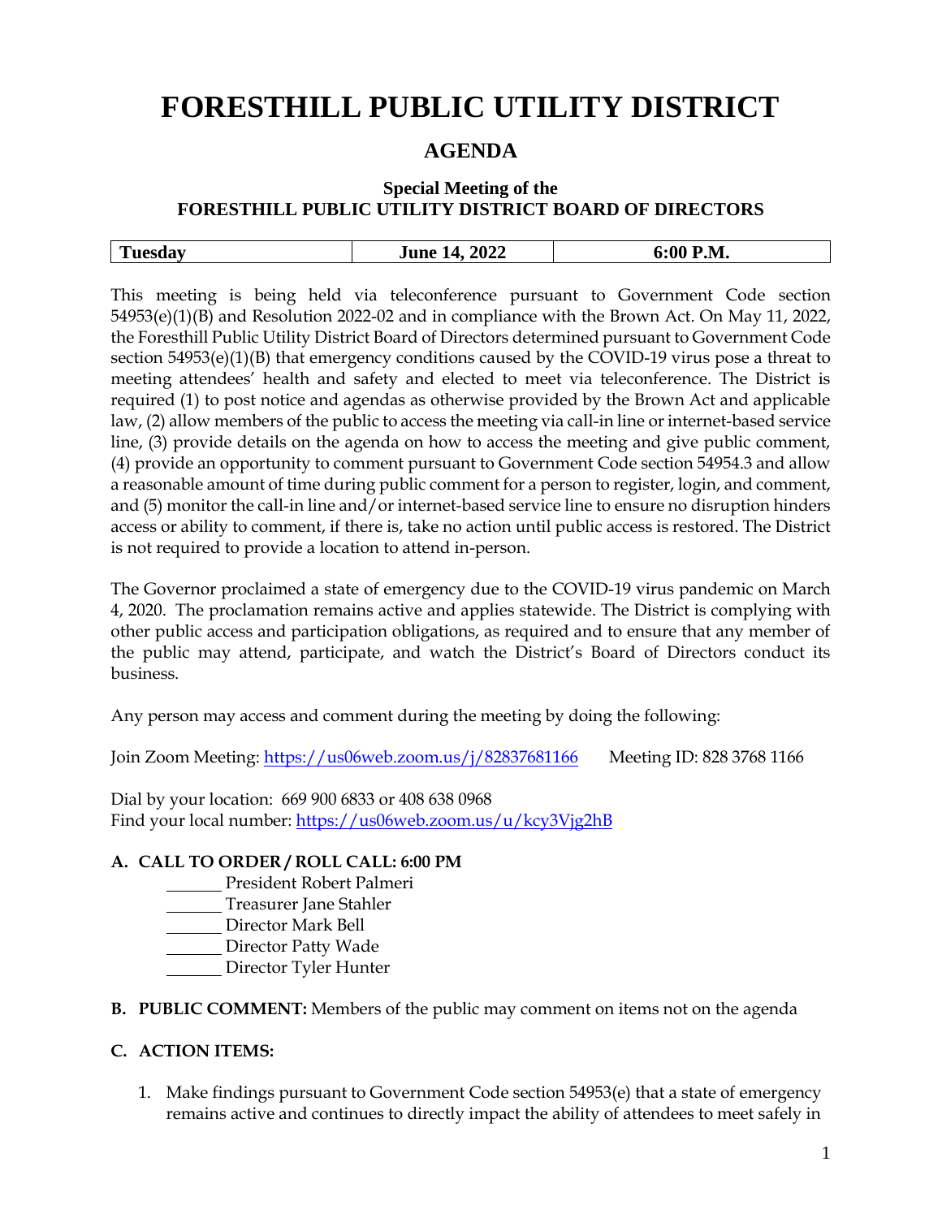# FORESTHILL PUBLIC UTILITY DISTRICT

## AGENDA

### Special Meeting of the
### FORESTHILL PUBLIC UTILITY DISTRICT BOARD OF DIRECTORS

| Tuesday | June 14, 2022 | 6:00 P.M. |
|---|---|---|

This meeting is being held via teleconference pursuant to Government Code section 54953(e)(1)(B) and Resolution 2022-02 and in compliance with the Brown Act. On May 11, 2022, the Foresthill Public Utility District Board of Directors determined pursuant to Government Code section 54953(e)(1)(B) that emergency conditions caused by the COVID-19 virus pose a threat to meeting attendees' health and safety and elected to meet via teleconference. The District is required (1) to post notice and agendas as otherwise provided by the Brown Act and applicable law, (2) allow members of the public to access the meeting via call-in line or internet-based service line, (3) provide details on the agenda on how to access the meeting and give public comment, (4) provide an opportunity to comment pursuant to Government Code section 54954.3 and allow a reasonable amount of time during public comment for a person to register, login, and comment, and (5) monitor the call-in line and/or internet-based service line to ensure no disruption hinders access or ability to comment, if there is, take no action until public access is restored. The District is not required to provide a location to attend in-person.

The Governor proclaimed a state of emergency due to the COVID-19 virus pandemic on March 4, 2020. The proclamation remains active and applies statewide. The District is complying with other public access and participation obligations, as required and to ensure that any member of the public may attend, participate, and watch the District's Board of Directors conduct its business.

Any person may access and comment during the meeting by doing the following:

Join Zoom Meeting: https://us06web.zoom.us/j/82837681166 Meeting ID: 828 3768 1166

Dial by your location: 669 900 6833 or 408 638 0968
Find your local number: https://us06web.zoom.us/u/kcy3Vjg2hB

**A. CALL TO ORDER / ROLL CALL: 6:00 PM**

_______ President Robert Palmeri
_______ Treasurer Jane Stahler
_______ Director Mark Bell
_______ Director Patty Wade
_______ Director Tyler Hunter

**B. PUBLIC COMMENT:** Members of the public may comment on items not on the agenda

**C. ACTION ITEMS:**

1. Make findings pursuant to Government Code section 54953(e) that a state of emergency remains active and continues to directly impact the ability of attendees to meet safely in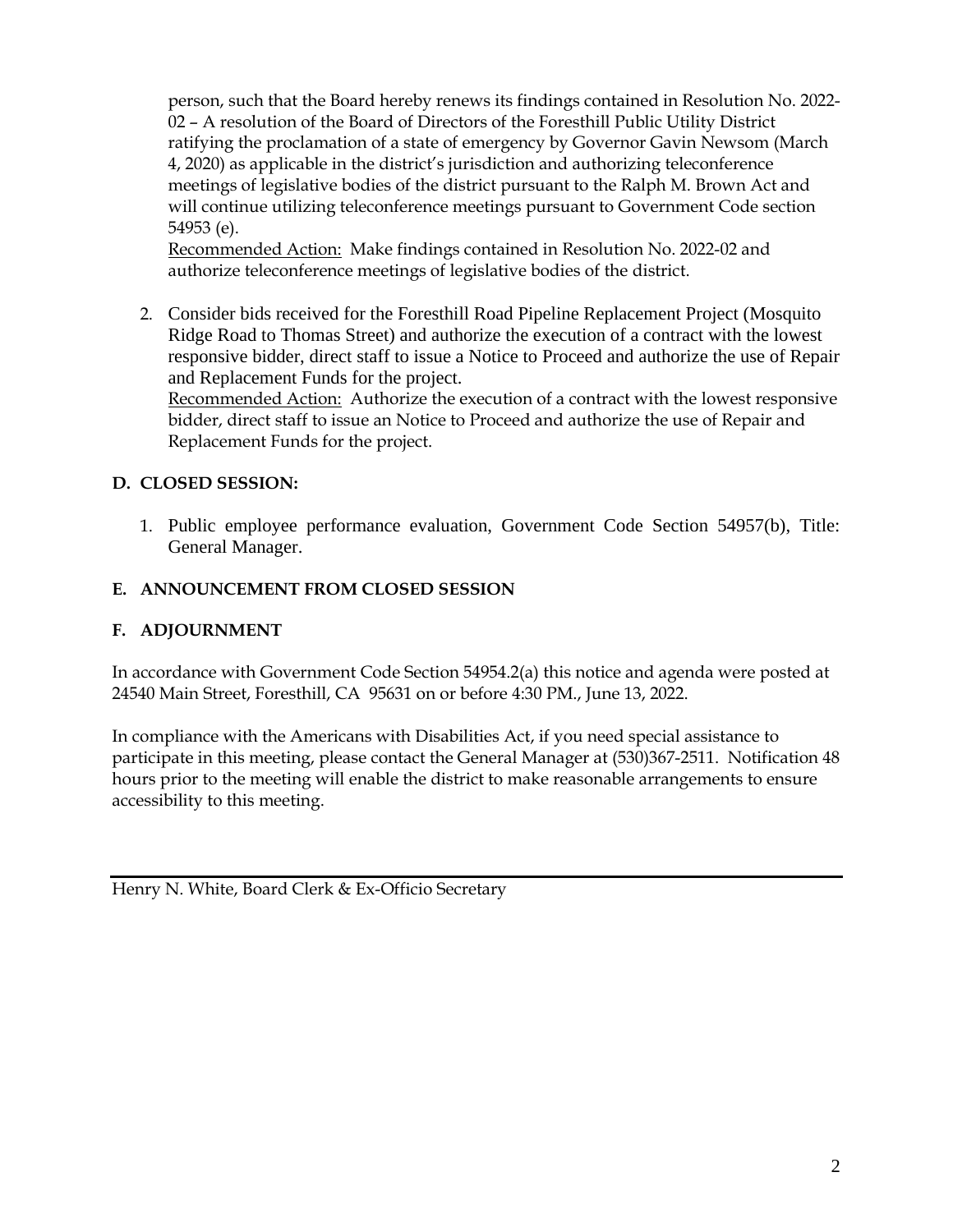person, such that the Board hereby renews its findings contained in Resolution No. 2022-02 – A resolution of the Board of Directors of the Foresthill Public Utility District ratifying the proclamation of a state of emergency by Governor Gavin Newsom (March 4, 2020) as applicable in the district's jurisdiction and authorizing teleconference meetings of legislative bodies of the district pursuant to the Ralph M. Brown Act and will continue utilizing teleconference meetings pursuant to Government Code section 54953 (e).
Recommended Action: Make findings contained in Resolution No. 2022-02 and authorize teleconference meetings of legislative bodies of the district.

2. Consider bids received for the Foresthill Road Pipeline Replacement Project (Mosquito Ridge Road to Thomas Street) and authorize the execution of a contract with the lowest responsive bidder, direct staff to issue a Notice to Proceed and authorize the use of Repair and Replacement Funds for the project.
Recommended Action: Authorize the execution of a contract with the lowest responsive bidder, direct staff to issue an Notice to Proceed and authorize the use of Repair and Replacement Funds for the project.

**D. CLOSED SESSION:**

1. Public employee performance evaluation, Government Code Section 54957(b), Title: General Manager.

**E. ANNOUNCEMENT FROM CLOSED SESSION**

**F. ADJOURNMENT**

In accordance with Government Code Section 54954.2(a) this notice and agenda were posted at 24540 Main Street, Foresthill, CA 95631 on or before 4:30 PM., June 13, 2022.

In compliance with the Americans with Disabilities Act, if you need special assistance to participate in this meeting, please contact the General Manager at (530)367-2511. Notification 48 hours prior to the meeting will enable the district to make reasonable arrangements to ensure accessibility to this meeting.

---

Henry N. White, Board Clerk & Ex-Officio Secretary